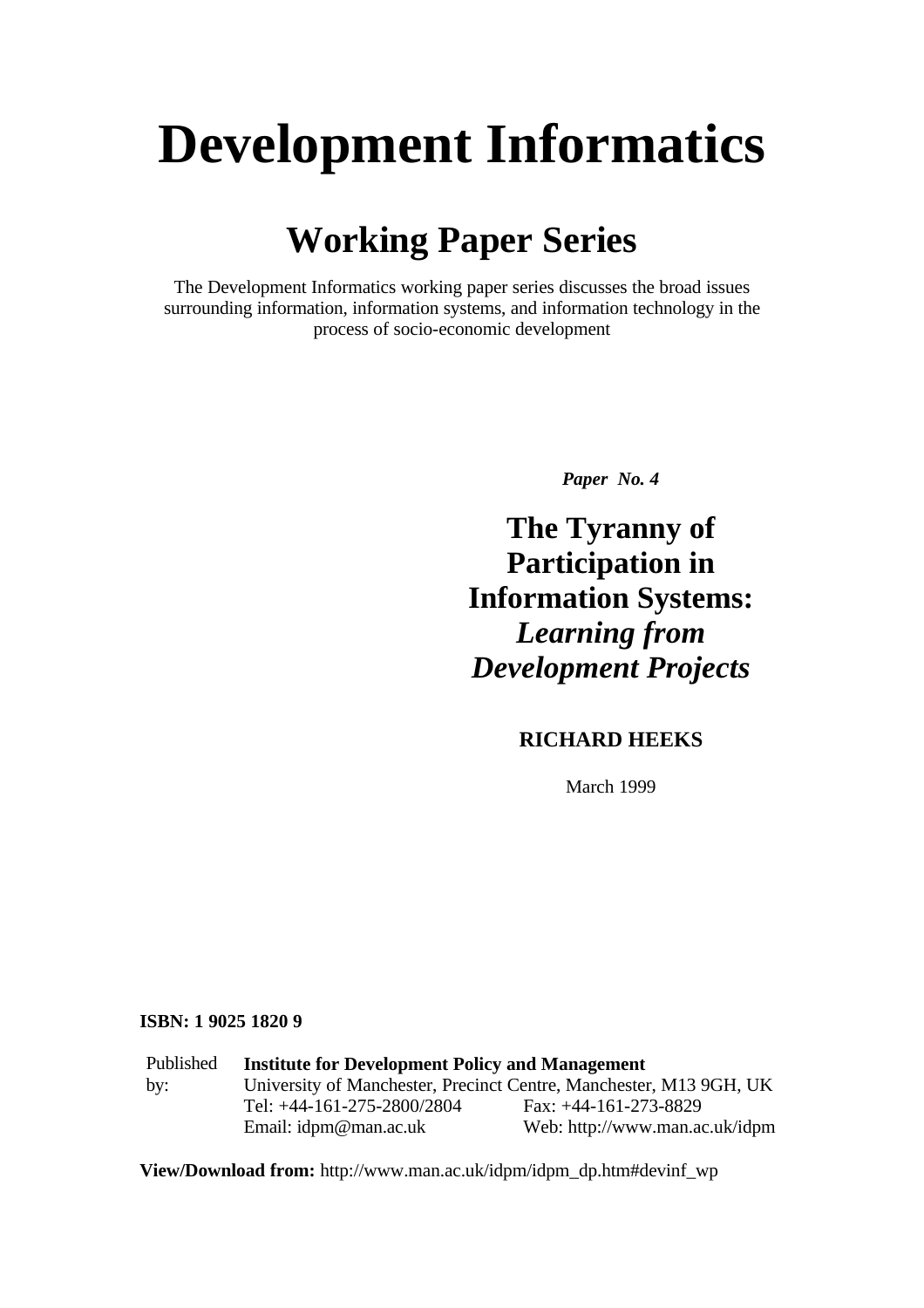# Development Informatics

## Working Paper Series

The Development Informatics working paper series discusses the broad issues surrounding information, information systems, and information technology in the process of socio-economic development

***Paper No. 4***

## The Tyranny of Participation in Information Systems: *Learning from Development Projects*

**RICHARD HEEKS**

March 1999

**ISBN: 1 9025 1820 9**

| Published by: | **Institute for Development Policy and Management** | |
|---|---|---|
| | University of Manchester, Precinct Centre, Manchester, M13 9GH, UK | |
| | Tel: +44-161-275-2800/2804 | Fax: +44-161-273-8829 |
| | Email: idpm@man.ac.uk | Web: http://www.man.ac.uk/idpm |

**View/Download from:** http://www.man.ac.uk/idpm/idpm_dp.htm#devinf_wp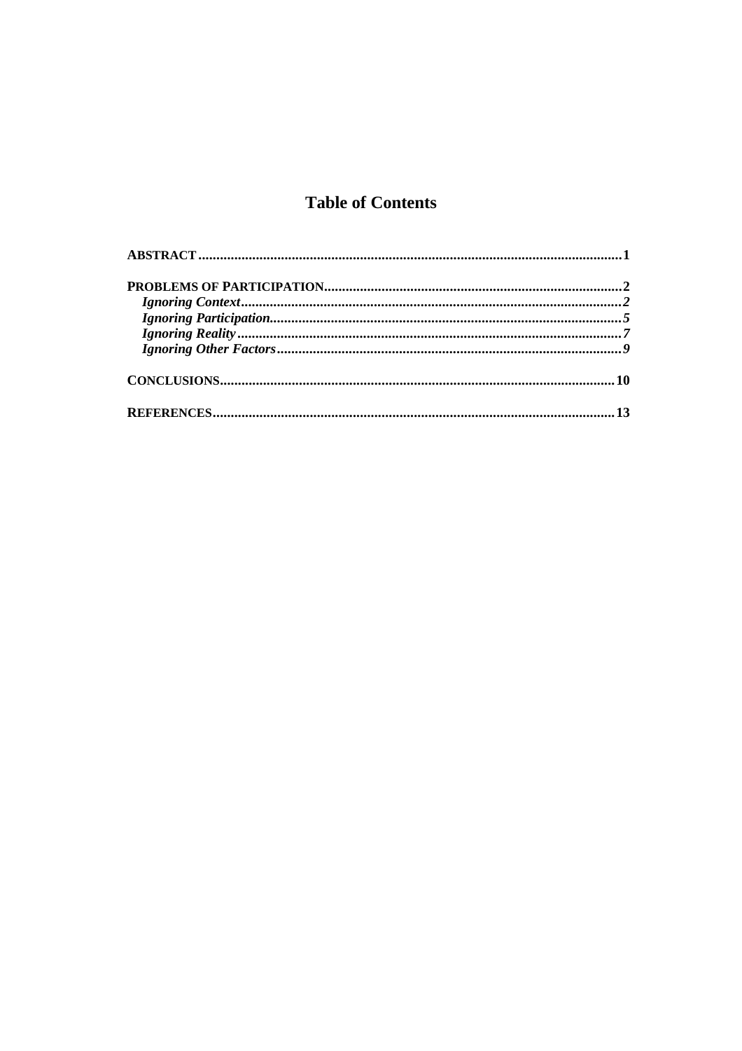# Table of Contents

**ABSTRACT** .......... **1**

**PROBLEMS OF PARTICIPATION** .......... **2**

- ***Ignoring Context*** .......... ***2***
- ***Ignoring Participation*** .......... ***5***
- ***Ignoring Reality*** .......... ***7***
- ***Ignoring Other Factors*** .......... ***9***

**CONCLUSIONS** .......... **10**

**REFERENCES** .......... **13**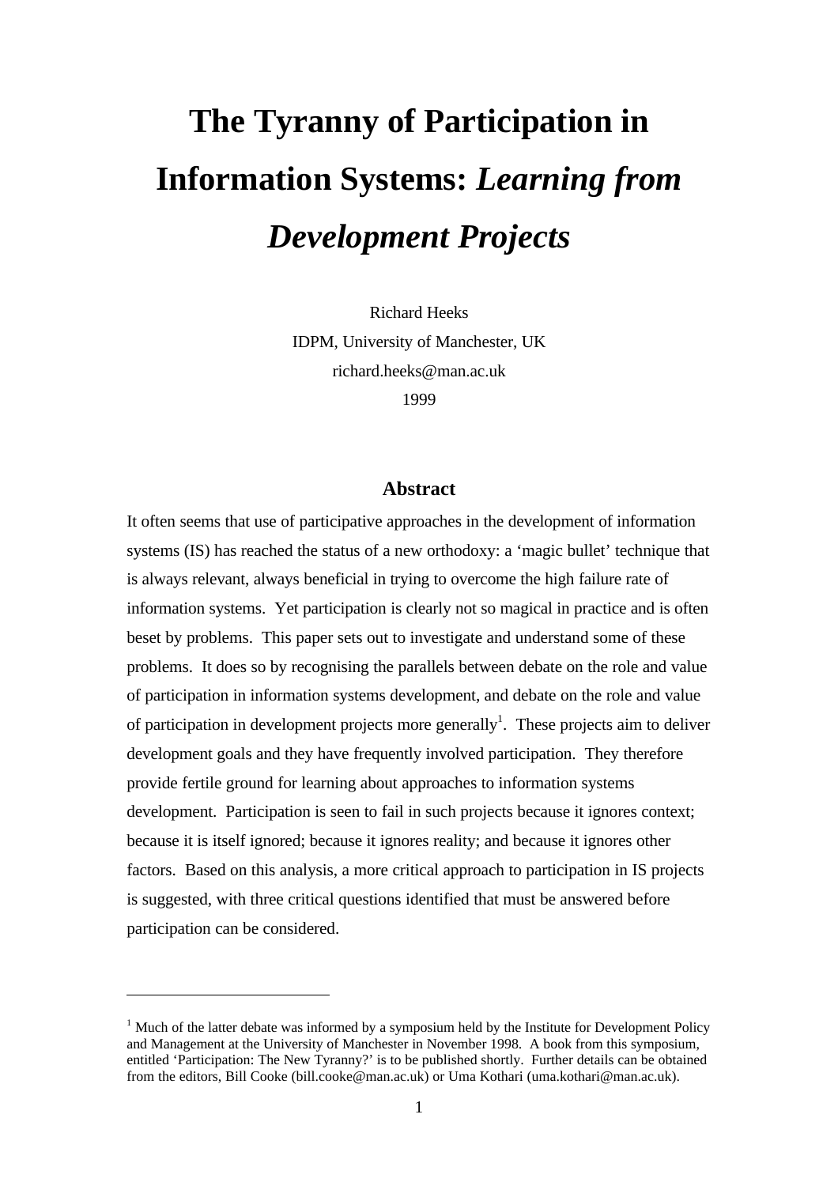# The Tyranny of Participation in Information Systems: *Learning from Development Projects*

Richard Heeks
IDPM, University of Manchester, UK
richard.heeks@man.ac.uk
1999

## Abstract

It often seems that use of participative approaches in the development of information systems (IS) has reached the status of a new orthodoxy: a 'magic bullet' technique that is always relevant, always beneficial in trying to overcome the high failure rate of information systems. Yet participation is clearly not so magical in practice and is often beset by problems. This paper sets out to investigate and understand some of these problems. It does so by recognising the parallels between debate on the role and value of participation in information systems development, and debate on the role and value of participation in development projects more generally[1]. These projects aim to deliver development goals and they have frequently involved participation. They therefore provide fertile ground for learning about approaches to information systems development. Participation is seen to fail in such projects because it ignores context; because it is itself ignored; because it ignores reality; and because it ignores other factors. Based on this analysis, a more critical approach to participation in IS projects is suggested, with three critical questions identified that must be answered before participation can be considered.

---

[1] Much of the latter debate was informed by a symposium held by the Institute for Development Policy and Management at the University of Manchester in November 1998. A book from this symposium, entitled 'Participation: The New Tyranny?' is to be published shortly. Further details can be obtained from the editors, Bill Cooke (bill.cooke@man.ac.uk) or Uma Kothari (uma.kothari@man.ac.uk).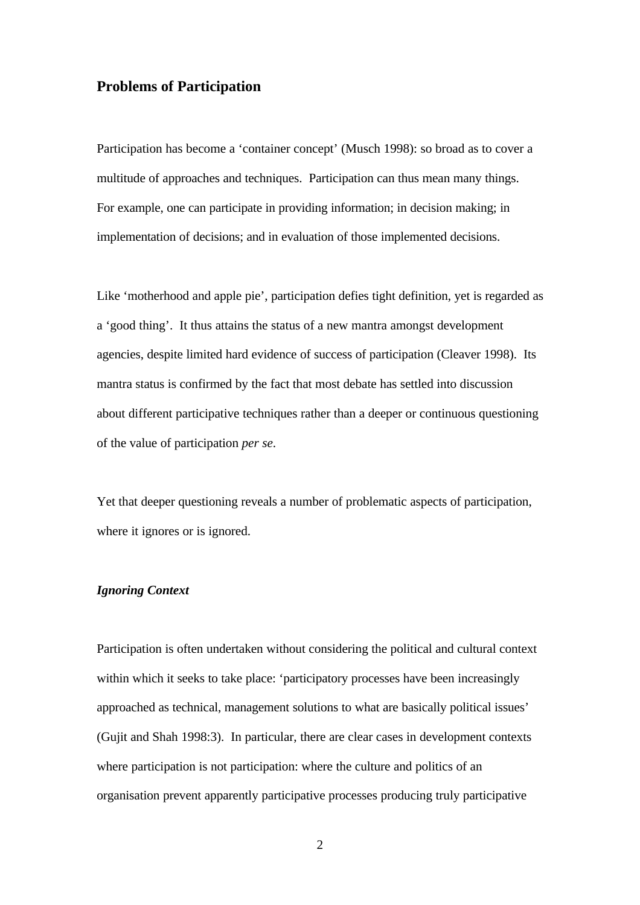## Problems of Participation

Participation has become a 'container concept' (Musch 1998): so broad as to cover a multitude of approaches and techniques. Participation can thus mean many things. For example, one can participate in providing information; in decision making; in implementation of decisions; and in evaluation of those implemented decisions.

Like 'motherhood and apple pie', participation defies tight definition, yet is regarded as a 'good thing'. It thus attains the status of a new mantra amongst development agencies, despite limited hard evidence of success of participation (Cleaver 1998). Its mantra status is confirmed by the fact that most debate has settled into discussion about different participative techniques rather than a deeper or continuous questioning of the value of participation *per se*.

Yet that deeper questioning reveals a number of problematic aspects of participation, where it ignores or is ignored.

### *Ignoring Context*

Participation is often undertaken without considering the political and cultural context within which it seeks to take place: 'participatory processes have been increasingly approached as technical, management solutions to what are basically political issues' (Gujit and Shah 1998:3). In particular, there are clear cases in development contexts where participation is not participation: where the culture and politics of an organisation prevent apparently participative processes producing truly participative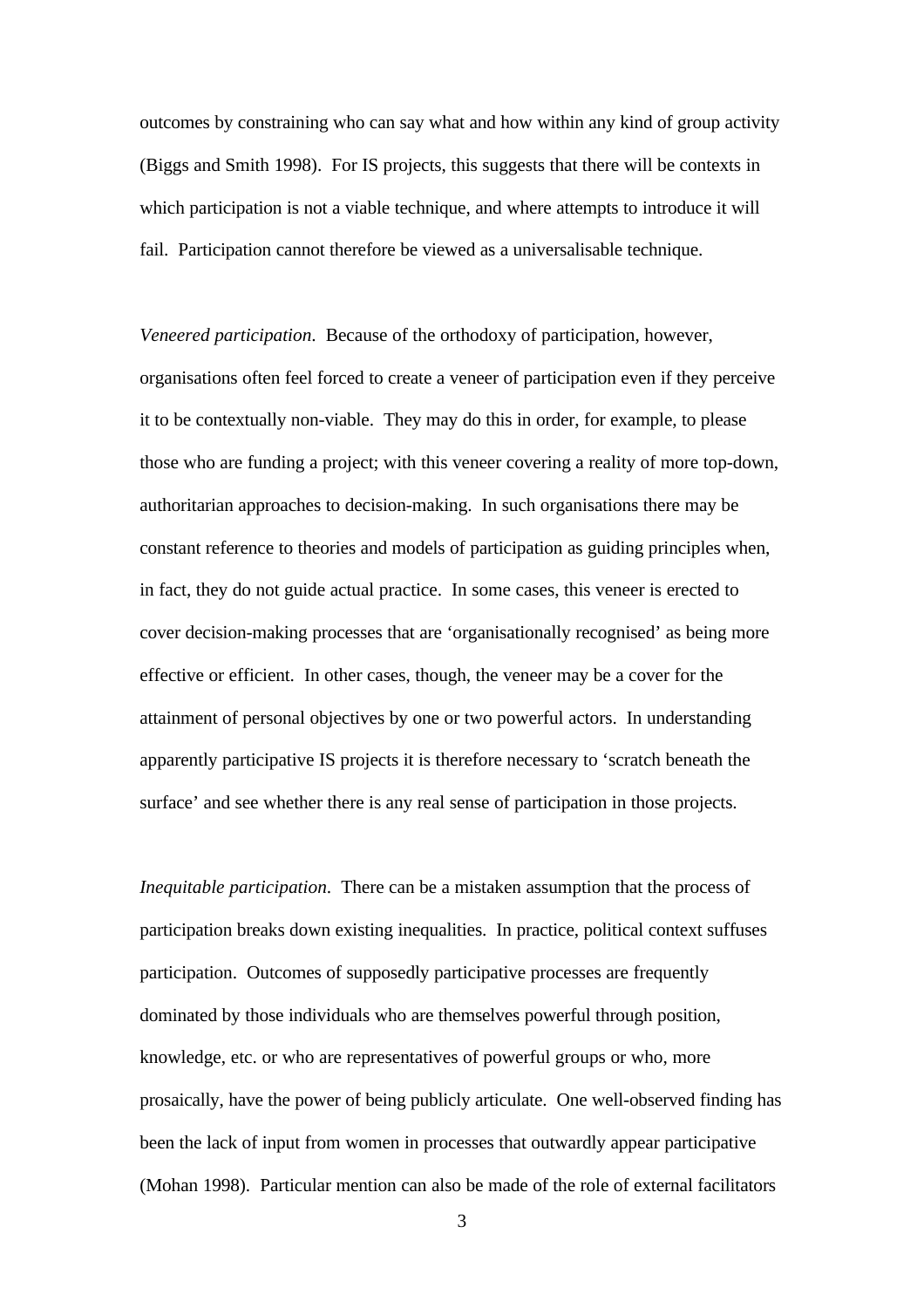outcomes by constraining who can say what and how within any kind of group activity (Biggs and Smith 1998). For IS projects, this suggests that there will be contexts in which participation is not a viable technique, and where attempts to introduce it will fail. Participation cannot therefore be viewed as a universalisable technique.

*Veneered participation*. Because of the orthodoxy of participation, however, organisations often feel forced to create a veneer of participation even if they perceive it to be contextually non-viable. They may do this in order, for example, to please those who are funding a project; with this veneer covering a reality of more top-down, authoritarian approaches to decision-making. In such organisations there may be constant reference to theories and models of participation as guiding principles when, in fact, they do not guide actual practice. In some cases, this veneer is erected to cover decision-making processes that are 'organisationally recognised' as being more effective or efficient. In other cases, though, the veneer may be a cover for the attainment of personal objectives by one or two powerful actors. In understanding apparently participative IS projects it is therefore necessary to 'scratch beneath the surface' and see whether there is any real sense of participation in those projects.

*Inequitable participation*. There can be a mistaken assumption that the process of participation breaks down existing inequalities. In practice, political context suffuses participation. Outcomes of supposedly participative processes are frequently dominated by those individuals who are themselves powerful through position, knowledge, etc. or who are representatives of powerful groups or who, more prosaically, have the power of being publicly articulate. One well-observed finding has been the lack of input from women in processes that outwardly appear participative (Mohan 1998). Particular mention can also be made of the role of external facilitators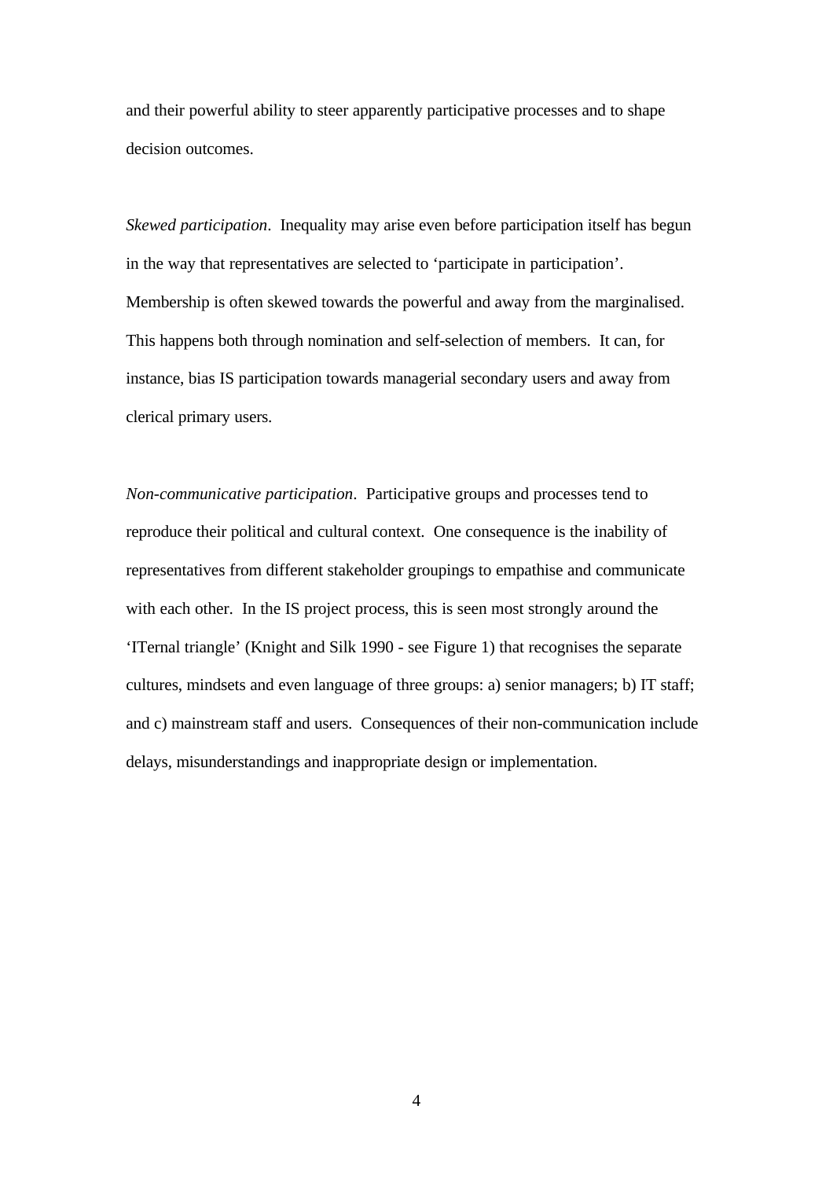and their powerful ability to steer apparently participative processes and to shape decision outcomes.

*Skewed participation*. Inequality may arise even before participation itself has begun in the way that representatives are selected to 'participate in participation'. Membership is often skewed towards the powerful and away from the marginalised. This happens both through nomination and self-selection of members. It can, for instance, bias IS participation towards managerial secondary users and away from clerical primary users.

*Non-communicative participation*. Participative groups and processes tend to reproduce their political and cultural context. One consequence is the inability of representatives from different stakeholder groupings to empathise and communicate with each other. In the IS project process, this is seen most strongly around the 'ITernal triangle' (Knight and Silk 1990 - see Figure 1) that recognises the separate cultures, mindsets and even language of three groups: a) senior managers; b) IT staff; and c) mainstream staff and users. Consequences of their non-communication include delays, misunderstandings and inappropriate design or implementation.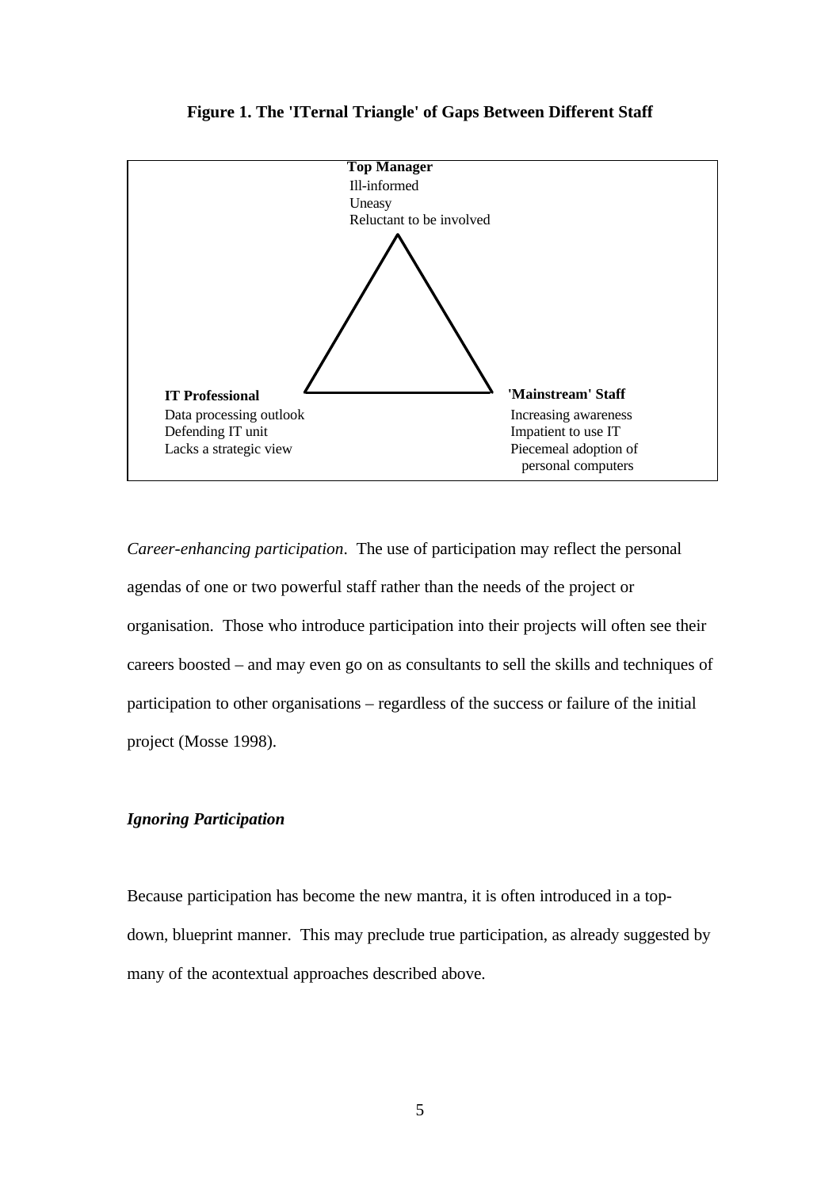**Figure 1. The 'ITernal Triangle' of Gaps Between Different Staff**

**Top Manager**
Ill-informed
Uneasy
Reluctant to be involved

**IT Professional**
Data processing outlook
Defending IT unit
Lacks a strategic view

**'Mainstream' Staff**
Increasing awareness
Impatient to use IT
Piecemeal adoption of personal computers

*Career-enhancing participation*. The use of participation may reflect the personal agendas of one or two powerful staff rather than the needs of the project or organisation. Those who introduce participation into their projects will often see their careers boosted – and may even go on as consultants to sell the skills and techniques of participation to other organisations – regardless of the success or failure of the initial project (Mosse 1998).

### *Ignoring Participation*

Because participation has become the new mantra, it is often introduced in a top-down, blueprint manner. This may preclude true participation, as already suggested by many of the acontextual approaches described above.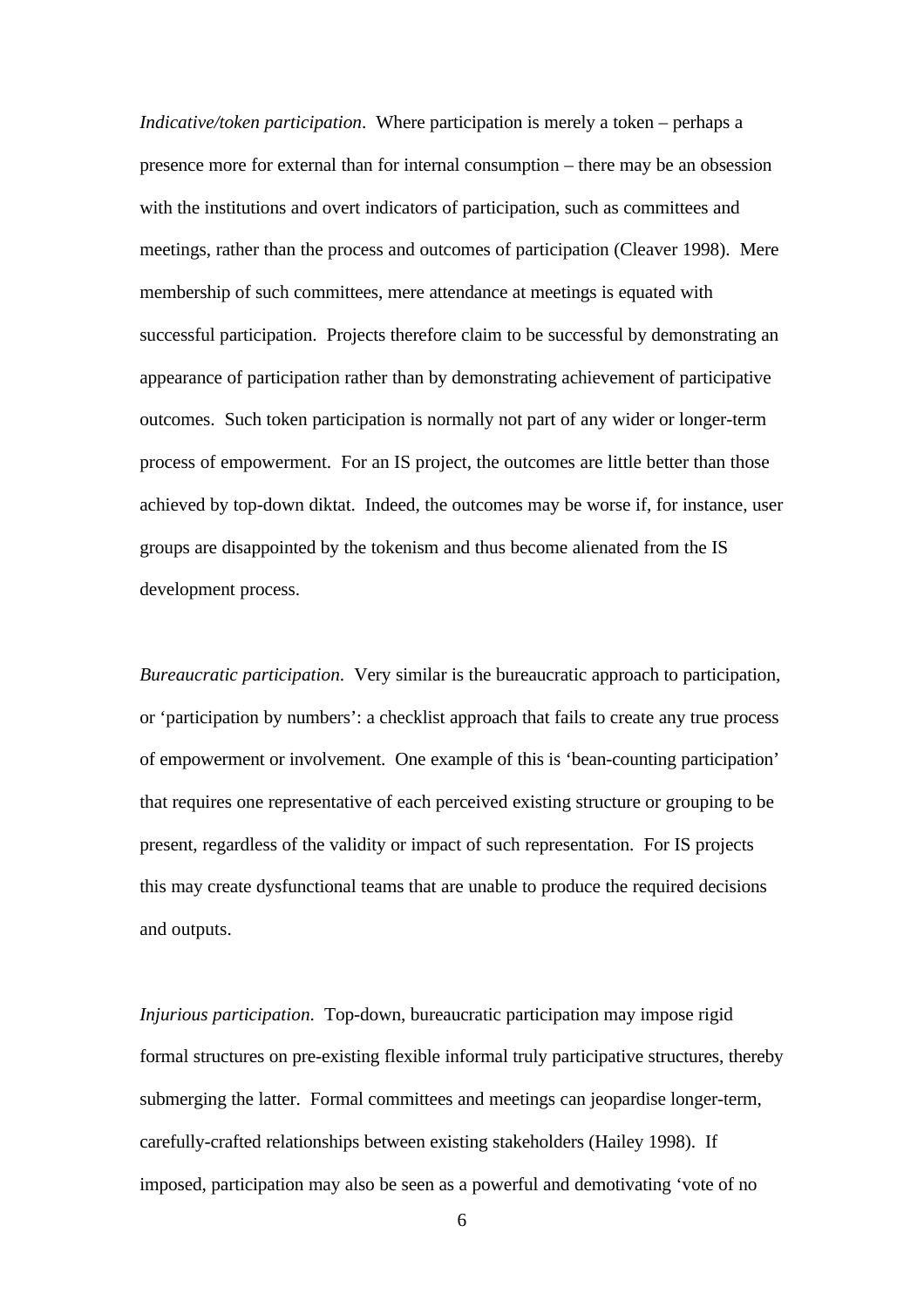*Indicative/token participation*. Where participation is merely a token – perhaps a presence more for external than for internal consumption – there may be an obsession with the institutions and overt indicators of participation, such as committees and meetings, rather than the process and outcomes of participation (Cleaver 1998). Mere membership of such committees, mere attendance at meetings is equated with successful participation. Projects therefore claim to be successful by demonstrating an appearance of participation rather than by demonstrating achievement of participative outcomes. Such token participation is normally not part of any wider or longer-term process of empowerment. For an IS project, the outcomes are little better than those achieved by top-down diktat. Indeed, the outcomes may be worse if, for instance, user groups are disappointed by the tokenism and thus become alienated from the IS development process.

*Bureaucratic participation*. Very similar is the bureaucratic approach to participation, or 'participation by numbers': a checklist approach that fails to create any true process of empowerment or involvement. One example of this is 'bean-counting participation' that requires one representative of each perceived existing structure or grouping to be present, regardless of the validity or impact of such representation. For IS projects this may create dysfunctional teams that are unable to produce the required decisions and outputs.

*Injurious participation*. Top-down, bureaucratic participation may impose rigid formal structures on pre-existing flexible informal truly participative structures, thereby submerging the latter. Formal committees and meetings can jeopardise longer-term, carefully-crafted relationships between existing stakeholders (Hailey 1998). If imposed, participation may also be seen as a powerful and demotivating 'vote of no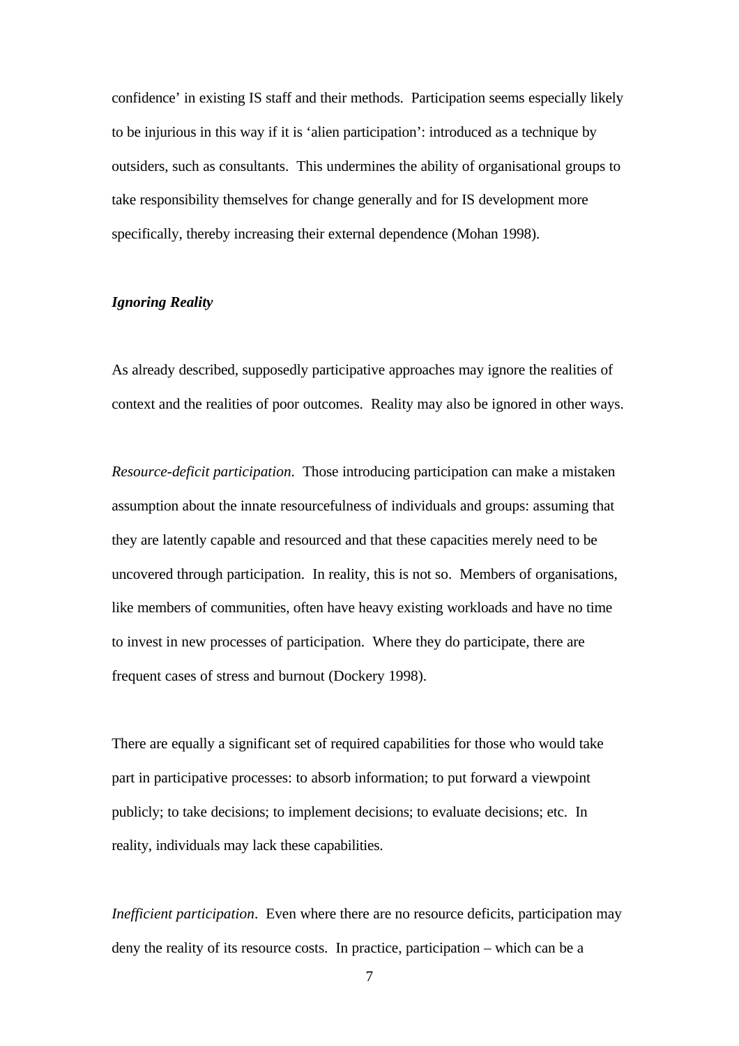confidence' in existing IS staff and their methods. Participation seems especially likely to be injurious in this way if it is 'alien participation': introduced as a technique by outsiders, such as consultants. This undermines the ability of organisational groups to take responsibility themselves for change generally and for IS development more specifically, thereby increasing their external dependence (Mohan 1998).

***Ignoring Reality***

As already described, supposedly participative approaches may ignore the realities of context and the realities of poor outcomes. Reality may also be ignored in other ways.

*Resource-deficit participation.* Those introducing participation can make a mistaken assumption about the innate resourcefulness of individuals and groups: assuming that they are latently capable and resourced and that these capacities merely need to be uncovered through participation. In reality, this is not so. Members of organisations, like members of communities, often have heavy existing workloads and have no time to invest in new processes of participation. Where they do participate, there are frequent cases of stress and burnout (Dockery 1998).

There are equally a significant set of required capabilities for those who would take part in participative processes: to absorb information; to put forward a viewpoint publicly; to take decisions; to implement decisions; to evaluate decisions; etc. In reality, individuals may lack these capabilities.

*Inefficient participation*. Even where there are no resource deficits, participation may deny the reality of its resource costs. In practice, participation – which can be a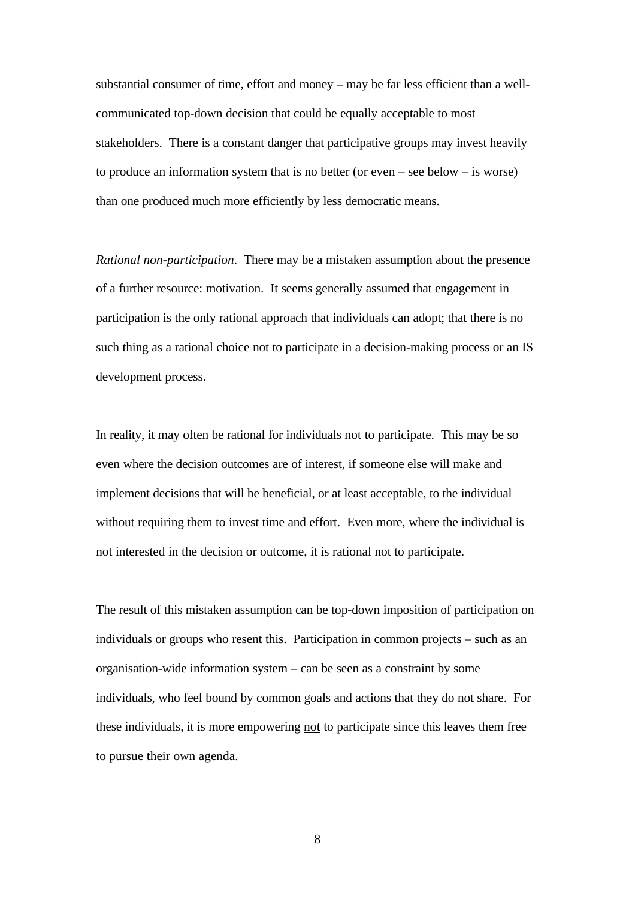substantial consumer of time, effort and money – may be far less efficient than a well-communicated top-down decision that could be equally acceptable to most stakeholders. There is a constant danger that participative groups may invest heavily to produce an information system that is no better (or even – see below – is worse) than one produced much more efficiently by less democratic means.

*Rational non-participation*. There may be a mistaken assumption about the presence of a further resource: motivation. It seems generally assumed that engagement in participation is the only rational approach that individuals can adopt; that there is no such thing as a rational choice not to participate in a decision-making process or an IS development process.

In reality, it may often be rational for individuals <u>not</u> to participate. This may be so even where the decision outcomes are of interest, if someone else will make and implement decisions that will be beneficial, or at least acceptable, to the individual without requiring them to invest time and effort. Even more, where the individual is not interested in the decision or outcome, it is rational not to participate.

The result of this mistaken assumption can be top-down imposition of participation on individuals or groups who resent this. Participation in common projects – such as an organisation-wide information system – can be seen as a constraint by some individuals, who feel bound by common goals and actions that they do not share. For these individuals, it is more empowering <u>not</u> to participate since this leaves them free to pursue their own agenda.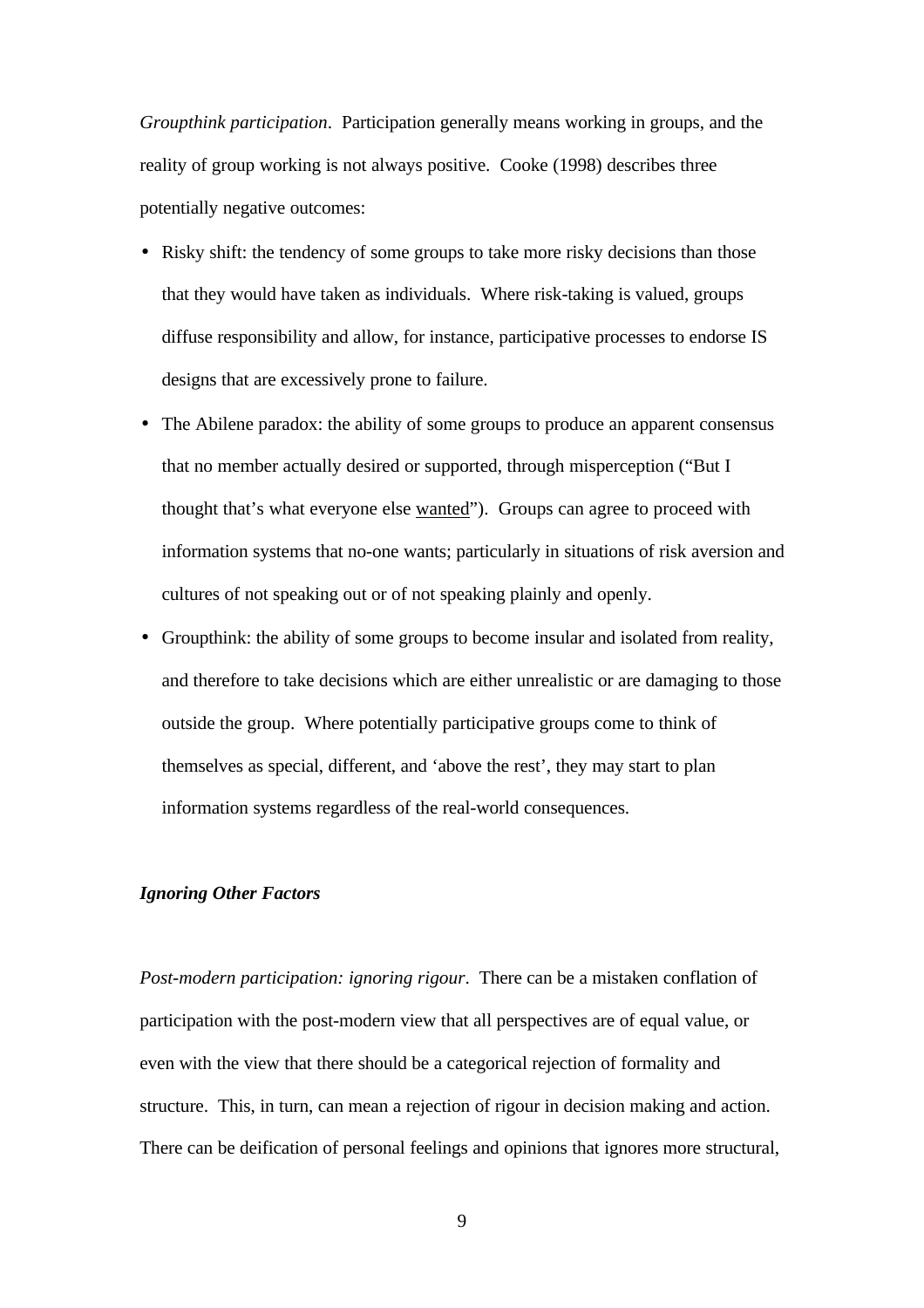*Groupthink participation*.  Participation generally means working in groups, and the reality of group working is not always positive.  Cooke (1998) describes three potentially negative outcomes:

- Risky shift: the tendency of some groups to take more risky decisions than those that they would have taken as individuals.  Where risk-taking is valued, groups diffuse responsibility and allow, for instance, participative processes to endorse IS designs that are excessively prone to failure.
- The Abilene paradox: the ability of some groups to produce an apparent consensus that no member actually desired or supported, through misperception ("But I thought that's what everyone else <u>wanted</u>").  Groups can agree to proceed with information systems that no-one wants; particularly in situations of risk aversion and cultures of not speaking out or of not speaking plainly and openly.
- Groupthink: the ability of some groups to become insular and isolated from reality, and therefore to take decisions which are either unrealistic or are damaging to those outside the group.  Where potentially participative groups come to think of themselves as special, different, and 'above the rest', they may start to plan information systems regardless of the real-world consequences.

***Ignoring Other Factors***

*Post-modern participation: ignoring rigour*.  There can be a mistaken conflation of participation with the post-modern view that all perspectives are of equal value, or even with the view that there should be a categorical rejection of formality and structure.  This, in turn, can mean a rejection of rigour in decision making and action.  There can be deification of personal feelings and opinions that ignores more structural,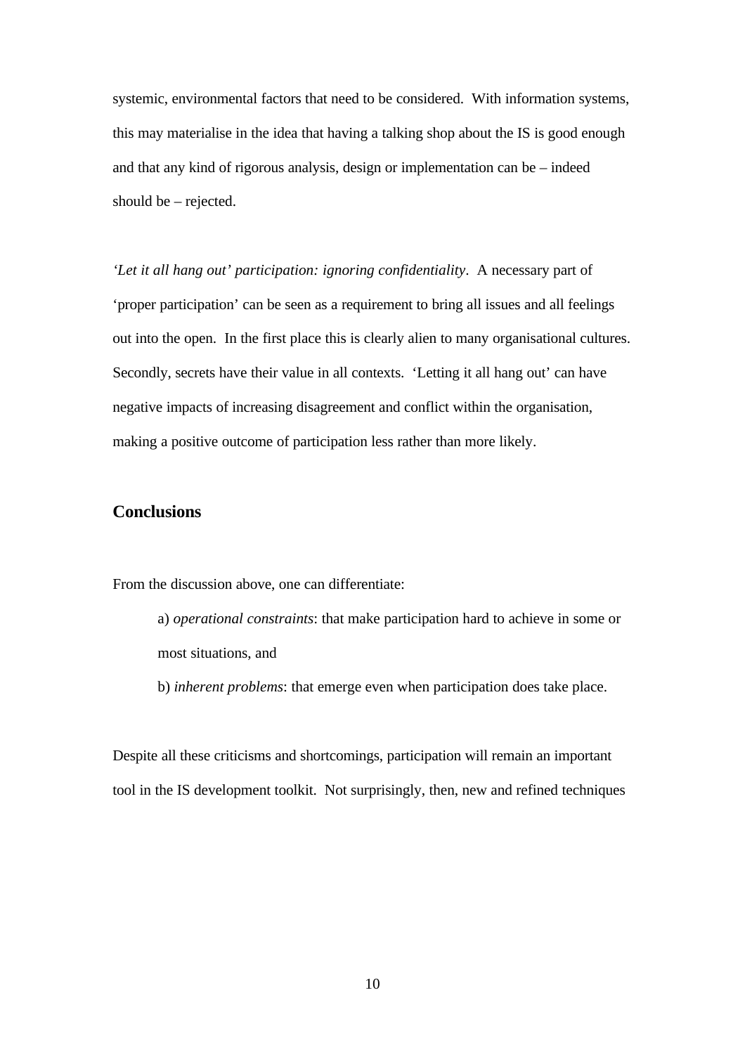systemic, environmental factors that need to be considered. With information systems, this may materialise in the idea that having a talking shop about the IS is good enough and that any kind of rigorous analysis, design or implementation can be – indeed should be – rejected.

*'Let it all hang out' participation: ignoring confidentiality*. A necessary part of 'proper participation' can be seen as a requirement to bring all issues and all feelings out into the open. In the first place this is clearly alien to many organisational cultures. Secondly, secrets have their value in all contexts. 'Letting it all hang out' can have negative impacts of increasing disagreement and conflict within the organisation, making a positive outcome of participation less rather than more likely.

## Conclusions

From the discussion above, one can differentiate:

> a) *operational constraints*: that make participation hard to achieve in some or most situations, and
>
> b) *inherent problems*: that emerge even when participation does take place.

Despite all these criticisms and shortcomings, participation will remain an important tool in the IS development toolkit. Not surprisingly, then, new and refined techniques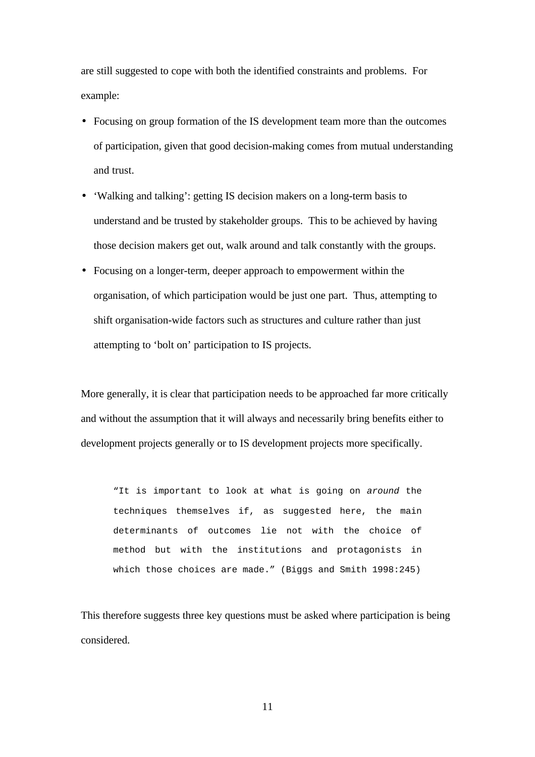are still suggested to cope with both the identified constraints and problems. For example:

- Focusing on group formation of the IS development team more than the outcomes of participation, given that good decision-making comes from mutual understanding and trust.
- 'Walking and talking': getting IS decision makers on a long-term basis to understand and be trusted by stakeholder groups. This to be achieved by having those decision makers get out, walk around and talk constantly with the groups.
- Focusing on a longer-term, deeper approach to empowerment within the organisation, of which participation would be just one part. Thus, attempting to shift organisation-wide factors such as structures and culture rather than just attempting to 'bolt on' participation to IS projects.

More generally, it is clear that participation needs to be approached far more critically and without the assumption that it will always and necessarily bring benefits either to development projects generally or to IS development projects more specifically.

> "It is important to look at what is going on *around* the techniques themselves if, as suggested here, the main determinants of outcomes lie not with the choice of method but with the institutions and protagonists in which those choices are made." (Biggs and Smith 1998:245)

This therefore suggests three key questions must be asked where participation is being considered.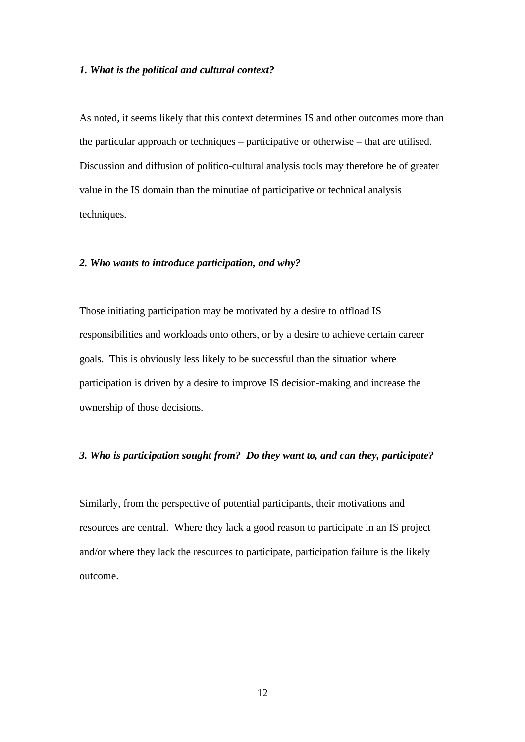***1. What is the political and cultural context?***

As noted, it seems likely that this context determines IS and other outcomes more than the particular approach or techniques – participative or otherwise – that are utilised. Discussion and diffusion of politico-cultural analysis tools may therefore be of greater value in the IS domain than the minutiae of participative or technical analysis techniques.

***2. Who wants to introduce participation, and why?***

Those initiating participation may be motivated by a desire to offload IS responsibilities and workloads onto others, or by a desire to achieve certain career goals. This is obviously less likely to be successful than the situation where participation is driven by a desire to improve IS decision-making and increase the ownership of those decisions.

***3. Who is participation sought from? Do they want to, and can they, participate?***

Similarly, from the perspective of potential participants, their motivations and resources are central. Where they lack a good reason to participate in an IS project and/or where they lack the resources to participate, participation failure is the likely outcome.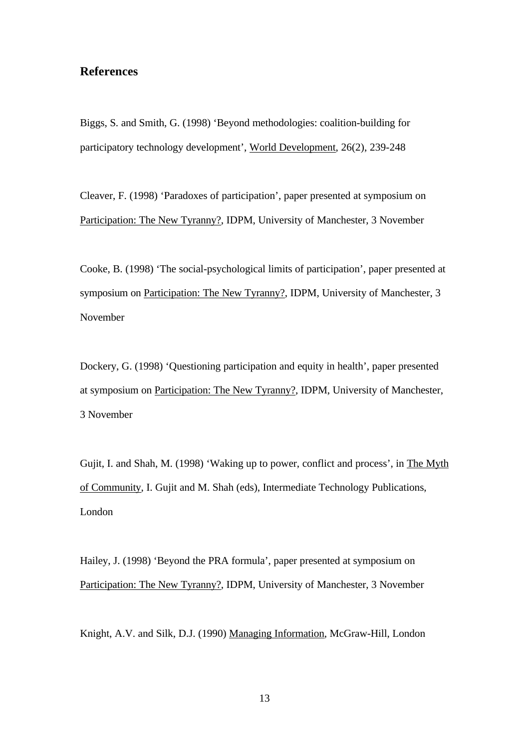## References

Biggs, S. and Smith, G. (1998) ‘Beyond methodologies: coalition-building for participatory technology development’, World Development, 26(2), 239-248

Cleaver, F. (1998) ‘Paradoxes of participation’, paper presented at symposium on Participation: The New Tyranny?, IDPM, University of Manchester, 3 November

Cooke, B. (1998) ‘The social-psychological limits of participation’, paper presented at symposium on Participation: The New Tyranny?, IDPM, University of Manchester, 3 November

Dockery, G. (1998) ‘Questioning participation and equity in health’, paper presented at symposium on Participation: The New Tyranny?, IDPM, University of Manchester, 3 November

Gujit, I. and Shah, M. (1998) ‘Waking up to power, conflict and process’, in The Myth of Community, I. Gujit and M. Shah (eds), Intermediate Technology Publications, London

Hailey, J. (1998) ‘Beyond the PRA formula’, paper presented at symposium on Participation: The New Tyranny?, IDPM, University of Manchester, 3 November

Knight, A.V. and Silk, D.J. (1990) Managing Information, McGraw-Hill, London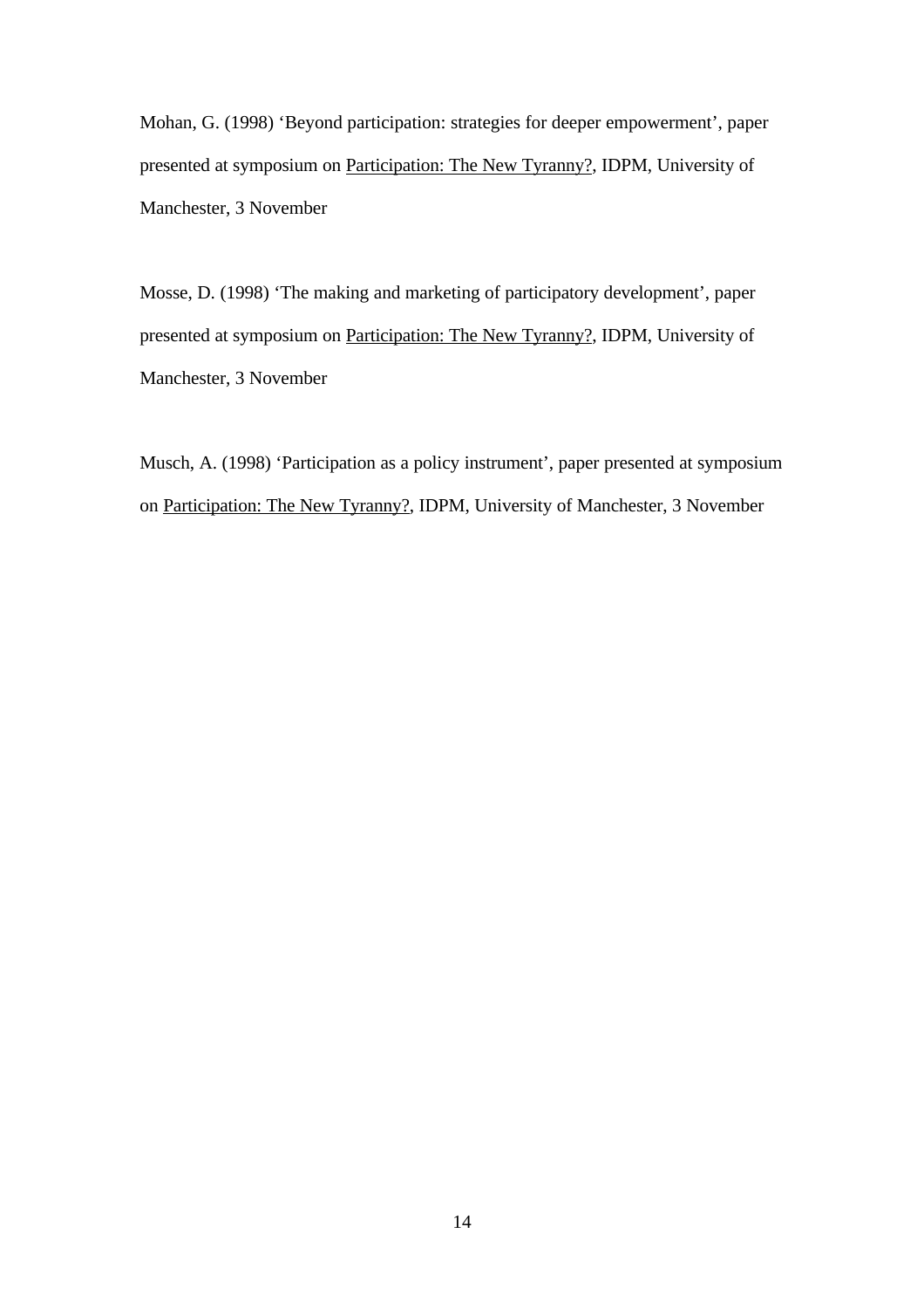Mohan, G. (1998) 'Beyond participation: strategies for deeper empowerment', paper presented at symposium on Participation: The New Tyranny?, IDPM, University of Manchester, 3 November

Mosse, D. (1998) 'The making and marketing of participatory development', paper presented at symposium on Participation: The New Tyranny?, IDPM, University of Manchester, 3 November

Musch, A. (1998) 'Participation as a policy instrument', paper presented at symposium on Participation: The New Tyranny?, IDPM, University of Manchester, 3 November